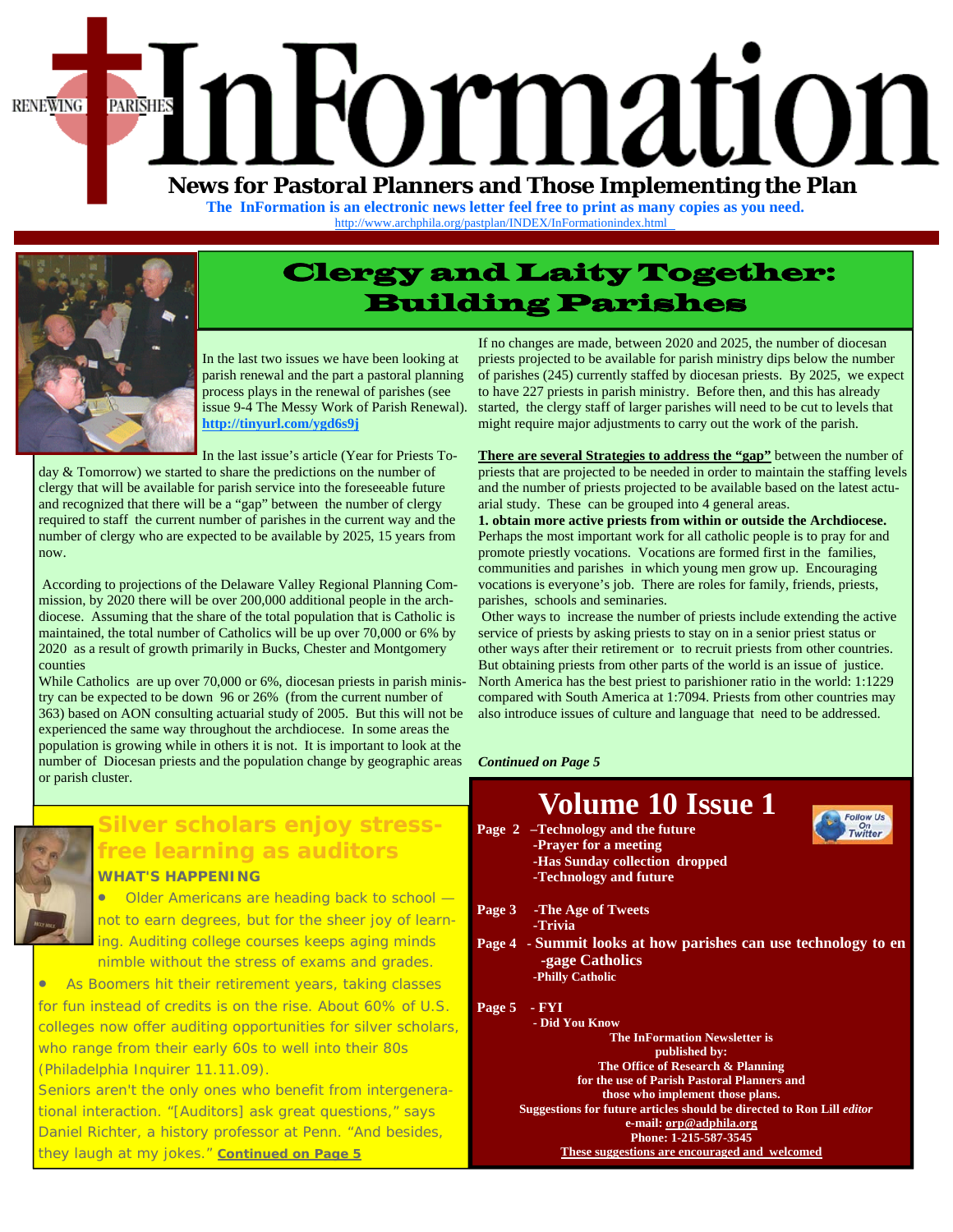# InFormation

RENEWING PARISHES

**News for Pastoral Planners and Those Implementing the Plan**

**The InFormation is an electronic news letter feel free to print as many copies as you need.**

http://www.archphila.org/pastplan/INDEX/InFormationindex.html

## Clergy and Laity Together: Building Parishes

In the last two issues we have been looking at parish renewal and the part a pastoral planning process plays in the renewal of parishes (see issue 9-4 The Messy Work of Parish Renewal). **http://tinyurl.com/ygd6s9j**

In the last issue's article (Year for Priests To-day & Tomorrow) we started to share the predictions on the number of clergy that will be available for parish service into the foreseeable future and recognized that there will be a "gap" between the number of clergy required to staff the current number of parishes in the current way and the number of clergy who are expected to be available by 2025, 15 years from now.

According to projections of the Delaware Valley Regional Planning Com-mission, by 2020 there will be over 200,000 additional people in the arch-diocese. Assuming that the share of the total population that is Catholic is maintained, the total number of Catholics will be up over 70,000 or 6% by 2020 as a result of growth primarily in Bucks, Chester and Montgomery counties

While Catholics are up over 70,000 or 6%, diocesan priests in parish minis-try can be expected to be down 96 or 26% (from the current number of 363) based on AON consulting actuarial study of 2005. But this will not be experienced the same way throughout the archdiocese. In some areas the population is growing while in others it is not. It is important to look at the number of Diocesan priests and the population change by geographic areas or parish cluster.

If no changes are made, between 2020 and 2025, the number of diocesan priests projected to be available for parish ministry dips below the number of parishes (245) currently staffed by diocesan priests. By 2025, we expect to have 227 priests in parish ministry. Before then, and this has already started, the clergy staff of larger parishes will need to be cut to levels that might require major adjustments to carry out the work of the parish.

**There are several Strategies to address the "gap"** between the number of priests that are projected to be needed in order to maintain the staffing levels and the number of priests projected to be available based on the latest actu-arial study. These can be grouped into 4 general areas.

**1. obtain more active priests from within or outside the Archdiocese.** Perhaps the most important work for all catholic people is to pray for and promote priestly vocations. Vocations are formed first in the families, communities and parishes in which young men grow up. Encouraging vocations is everyone's job. There are roles for family, friends, priests, parishes, schools and seminaries.

Other ways to increase the number of priests include extending the active service of priests by asking priests to stay on in a senior priest status or other ways after their retirement or to recruit priests from other countries. But obtaining priests from other parts of the world is an issue of justice. North America has the best priest to parishioner ratio in the world: 1:1229 compared with South America at 1:7094. Priests from other countries may also introduce issues of culture and language that need to be addressed.

***Continued on Page 5***

## Silver scholars enjoy stress-free learning as auditors

**WHAT'S HAPPENING**

- Older Americans are heading back to school — not to earn degrees, but for the sheer joy of learn-ing. Auditing college courses keeps aging minds nimble without the stress of exams and grades.
- As Boomers hit their retirement years, taking classes for fun instead of credits is on the rise. About 60% of U.S. colleges now offer auditing opportunities for silver scholars, who range from their early 60s to well into their 80s (Philadelphia Inquirer 11.11.09).

Seniors aren't the only ones who benefit from intergenera-tional interaction. "[Auditors] ask great questions," says Daniel Richter, a history professor at Penn. "And besides, they laugh at my jokes." **Continued on Page 5**

## Volume 10 Issue 1

Follow Us On Twitter

**Page 2** –Technology and the future
-Prayer for a meeting
-Has Sunday collection dropped
-Technology and future

**Page 3** -The Age of Tweets
-Trivia

**Page 4** - Summit looks at how parishes can use technology to en-gage Catholics
-Philly Catholic

**Page 5** - FYI
- Did You Know

**The InFormation Newsletter is published by: The Office of Research & Planning for the use of Parish Pastoral Planners and those who implement those plans.**

**Suggestions for future articles should be directed to Ron Lill *editor***
**e-mail: orp@adphila.org**
**Phone: 1-215-587-3545**
**These suggestions are encouraged and welcomed**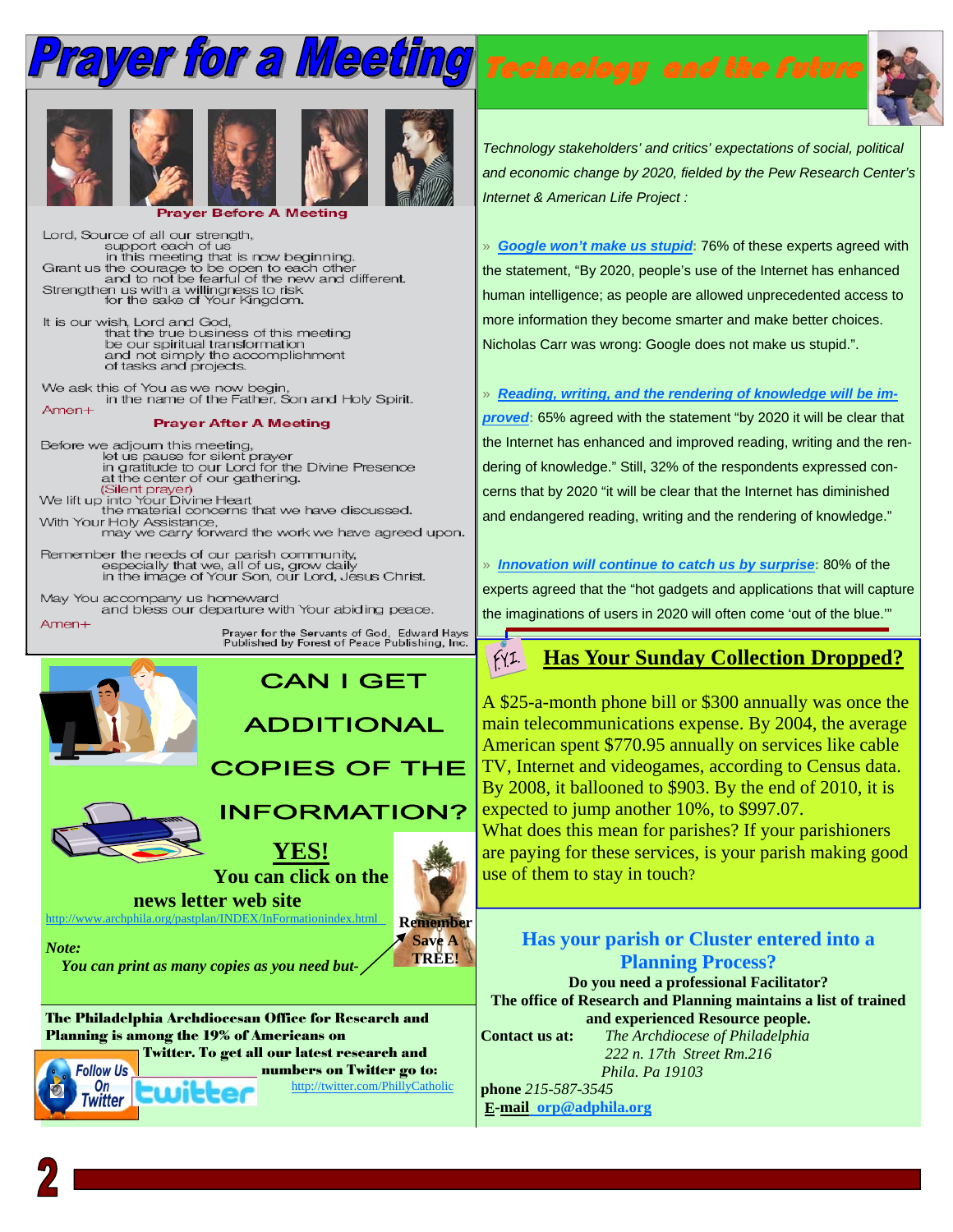# Prayer for a Meeting

**Prayer Before A Meeting**

Lord, Source of all our strength,
support each of us
in this meeting that is now beginning.
Grant us the courage to be open to each other
and to not be fearful of the new and different.
Strengthen us with a willingness to risk
for the sake of Your Kingdom.

It is our wish, Lord and God,
that the true business of this meeting
be our spiritual transformation
and not simply the accomplishment
of tasks and projects.

We ask this of You as we now begin,
in the name of the Father, Son and Holy Spirit.
Amen+

**Prayer After A Meeting**

Before we adjourn this meeting,
let us pause for silent prayer
in gratitude to our Lord for the Divine Presence
at the center of our gathering.
(Silent prayer)
We lift up into Your Divine Heart
the material concerns that we have discussed.
With Your Holy Assistance,
may we carry forward the work we have agreed upon.

Remember the needs of our parish community,
especially that we, all of us, grow daily
in the image of Your Son, our Lord, Jesus Christ.

May You accompany us homeward
and bless our departure with Your abiding peace.
Amen+

Prayer for the Servants of God, Edward Hays
Published by Forest of Peace Publishing, Inc.

## CAN I GET ADDITIONAL COPIES OF THE INFORMATION?

**YES!**

**You can click on the news letter web site**

http://www.archphila.org/pastplan/INDEX/InFormationindex.html

***Note:***

***You can print as many copies as you need but-***

**Remember Save A TREE!**

**The Philadelphia Archdiocesan Office for Research and Planning is among the 19% of Americans on Twitter. To get all our latest research and numbers on Twitter go to:**

http://twitter.com/PhillyCatholic

# Technology and the future

*Technology stakeholders' and critics' expectations of social, political and economic change by 2020, fielded by the Pew Research Center's Internet & American Life Project :*

» ***Google won't make us stupid***: 76% of these experts agreed with the statement, "By 2020, people's use of the Internet has enhanced human intelligence; as people are allowed unprecedented access to more information they become smarter and make better choices. Nicholas Carr was wrong: Google does not make us stupid.".

» ***Reading, writing, and the rendering of knowledge will be improved***: 65% agreed with the statement "by 2020 it will be clear that the Internet has enhanced and improved reading, writing and the rendering of knowledge." Still, 32% of the respondents expressed concerns that by 2020 "it will be clear that the Internet has diminished and endangered reading, writing and the rendering of knowledge."

» ***Innovation will continue to catch us by surprise***: 80% of the experts agreed that the "hot gadgets and applications that will capture the imaginations of users in 2020 will often come 'out of the blue.'"

## Has Your Sunday Collection Dropped?

A $25-a-month phone bill or $300 annually was once the main telecommunications expense. By 2004, the average American spent $770.95 annually on services like cable TV, Internet and videogames, according to Census data. By 2008, it ballooned to $903. By the end of 2010, it is expected to jump another 10%, to $997.07.
What does this mean for parishes? If your parishioners are paying for these services, is your parish making good use of them to stay in touch?

## Has your parish or Cluster entered into a Planning Process?

**Do you need a professional Facilitator?**
**The office of Research and Planning maintains a list of trained and experienced Resource people.**

**Contact us at:** *The Archdiocese of Philadelphia*
*222 n. 17th Street Rm.216*
*Phila. Pa 19103*

**phone** *215-587-3545*

**E-mail** orp@adphila.org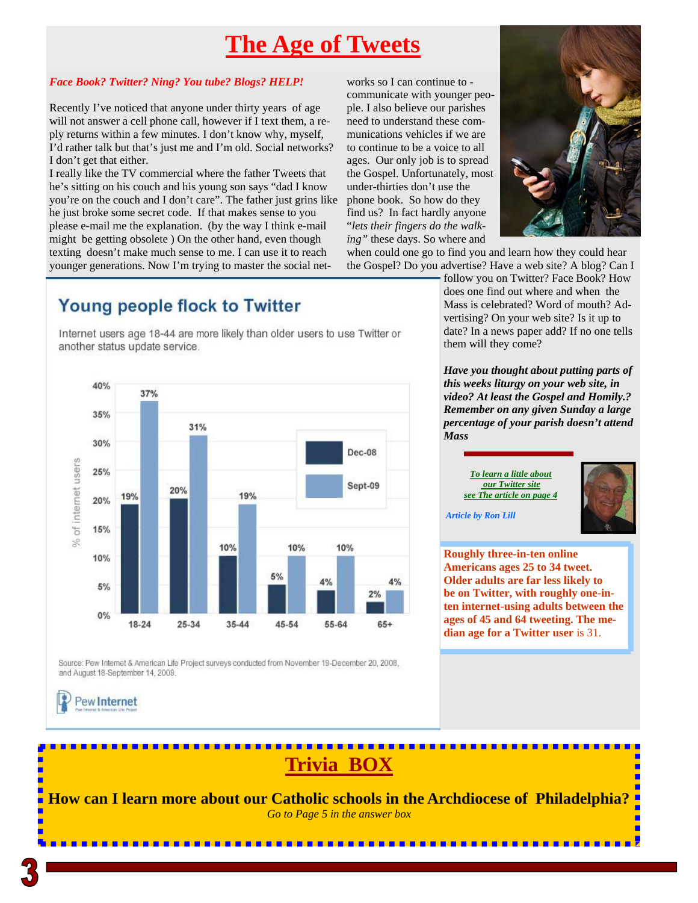# The Age of Tweets

***Face Book? Twitter? Ning? You tube? Blogs? HELP!***

Recently I've noticed that anyone under thirty years of age will not answer a cell phone call, however if I text them, a reply returns within a few minutes. I don't know why, myself, I'd rather talk but that's just me and I'm old. Social networks? I don't get that either.

I really like the TV commercial where the father Tweets that he's sitting on his couch and his young son says "dad I know you're on the couch and I don't care". The father just grins like he just broke some secret code. If that makes sense to you please e-mail me the explanation. (by the way I think e-mail might be getting obsolete ) On the other hand, even though texting doesn't make much sense to me. I can use it to reach younger generations. Now I'm trying to master the social networks so I can continue to - communicate with younger people. I also believe our parishes need to understand these communications vehicles if we are to continue to be a voice to all ages. Our only job is to spread the Gospel. Unfortunately, most under-thirties don't use the phone book. So how do they find us? In fact hardly anyone "*lets their fingers do the walking"* these days. So where and when could one go to find you and learn how they could hear the Gospel? Do you advertise? Have a web site? A blog? Can I follow you on Twitter? Face Book? How does one find out where and when the Mass is celebrated? Word of mouth? Advertising? On your web site? Is it up to date? In a news paper add? If no one tells them will they come?

***Have you thought about putting parts of this weeks liturgy on your web site, in video? At least the Gospel and Homily.? Remember on any given Sunday a large percentage of your parish doesn't attend Mass***

## Young people flock to Twitter

Internet users age 18-44 are more likely than older users to use Twitter or another status update service.

% of internet users

Dec-08
Sept-09

18-24: 19%, 37%
25-34: 20%, 31%
35-44: 10%, 19%
45-54: 5%, 10%
55-64: 4%, 10%
65+: 2%, 4%

Source: Pew Internet & American Life Project surveys conducted from November 19-December 20, 2008, and August 18-September 14, 2009.

Pew Internet

***To learn a little about our Twitter site see The article on page 4***

***Article by Ron Lill***

**Roughly three-in-ten online Americans ages 25 to 34 tweet. Older adults are far less likely to be on Twitter, with roughly one-in-ten internet-using adults between the ages of 45 and 64 tweeting. The median age for a Twitter user** is 31.

## Trivia BOX

**How can I learn more about our Catholic schools in the Archdiocese of Philadelphia?**

*Go to Page 5 in the answer box*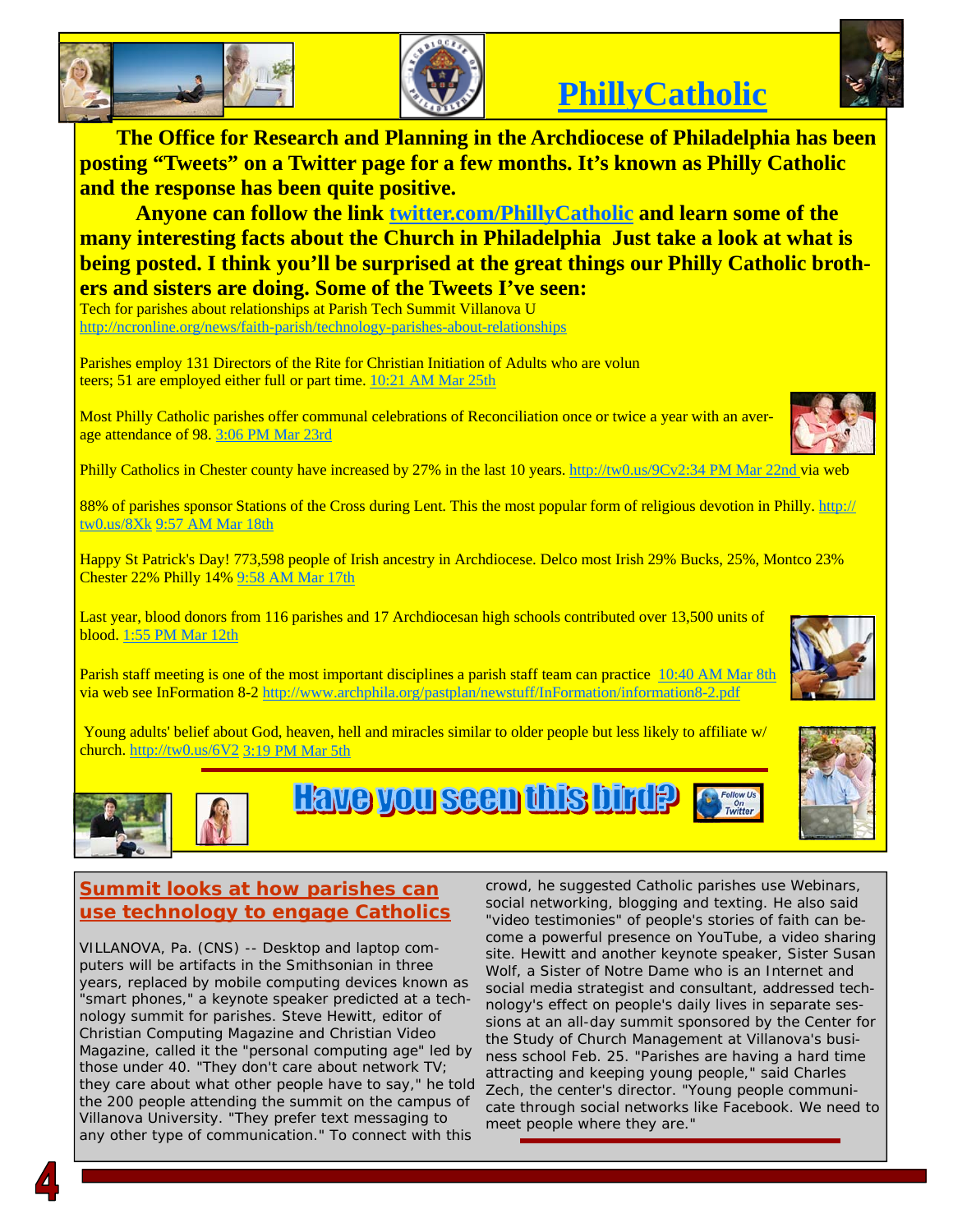# PhillyCatholic

**The Office for Research and Planning in the Archdiocese of Philadelphia has been posting "Tweets" on a Twitter page for a few months. It's known as Philly Catholic and the response has been quite positive.**

**Anyone can follow the link twitter.com/PhillyCatholic and learn some of the many interesting facts about the Church in Philadelphia Just take a look at what is being posted. I think you'll be surprised at the great things our Philly Catholic brothers and sisters are doing. Some of the Tweets I've seen:**

Tech for parishes about relationships at Parish Tech Summit Villanova U http://ncronline.org/news/faith-parish/technology-parishes-about-relationships

Parishes employ 131 Directors of the Rite for Christian Initiation of Adults who are volunteers; 51 are employed either full or part time. 10:21 AM Mar 25th

Most Philly Catholic parishes offer communal celebrations of Reconciliation once or twice a year with an average attendance of 98. 3:06 PM Mar 23rd

Philly Catholics in Chester county have increased by 27% in the last 10 years. http://tw0.us/9Cv2:34 PM Mar 22nd via web

88% of parishes sponsor Stations of the Cross during Lent. This the most popular form of religious devotion in Philly. http://tw0.us/8Xk 9:57 AM Mar 18th

Happy St Patrick's Day! 773,598 people of Irish ancestry in Archdiocese. Delco most Irish 29% Bucks, 25%, Montco 23% Chester 22% Philly 14% 9:58 AM Mar 17th

Last year, blood donors from 116 parishes and 17 Archdiocesan high schools contributed over 13,500 units of blood. 1:55 PM Mar 12th

Parish staff meeting is one of the most important disciplines a parish staff team can practice 10:40 AM Mar 8th via web see InFormation 8-2 http://www.archphila.org/pastplan/newstuff/InFormation/information8-2.pdf

Young adults' belief about God, heaven, hell and miracles similar to older people but less likely to affiliate w/ church. http://tw0.us/6V2 3:19 PM Mar 5th

**Have you seen this bird?**

Follow Us On Twitter

## Summit looks at how parishes can use technology to engage Catholics

VILLANOVA, Pa. (CNS) -- Desktop and laptop computers will be artifacts in the Smithsonian in three years, replaced by mobile computing devices known as "smart phones," a keynote speaker predicted at a technology summit for parishes. Steve Hewitt, editor of Christian Computing Magazine and Christian Video Magazine, called it the "personal computing age" led by those under 40. "They don't care about network TV; they care about what other people have to say," he told the 200 people attending the summit on the campus of Villanova University. "They prefer text messaging to any other type of communication." To connect with this crowd, he suggested Catholic parishes use Webinars, social networking, blogging and texting. He also said "video testimonies" of people's stories of faith can become a powerful presence on YouTube, a video sharing site. Hewitt and another keynote speaker, Sister Susan Wolf, a Sister of Notre Dame who is an Internet and social media strategist and consultant, addressed technology's effect on people's daily lives in separate sessions at an all-day summit sponsored by the Center for the Study of Church Management at Villanova's business school Feb. 25. "Parishes are having a hard time attracting and keeping young people," said Charles Zech, the center's director. "Young people communicate through social networks like Facebook. We need to meet people where they are."